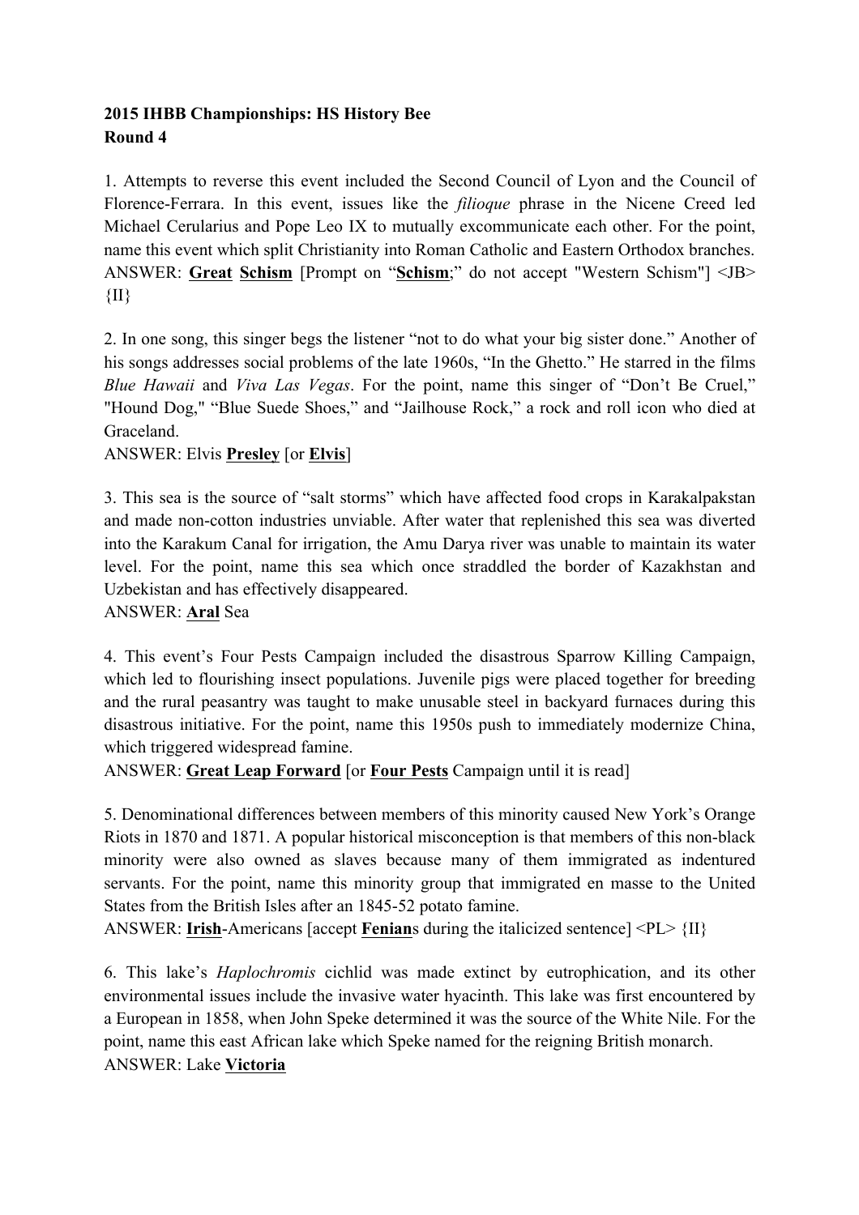**2015 IHBB Championships: HS History Bee**
**Round 4**

1. Attempts to reverse this event included the Second Council of Lyon and the Council of Florence-Ferrara. In this event, issues like the *filioque* phrase in the Nicene Creed led Michael Cerularius and Pope Leo IX to mutually excommunicate each other. For the point, name this event which split Christianity into Roman Catholic and Eastern Orthodox branches.
ANSWER: **Great Schism** [Prompt on "**Schism**;" do not accept "Western Schism"] <JB> {II}

2. In one song, this singer begs the listener "not to do what your big sister done." Another of his songs addresses social problems of the late 1960s, "In the Ghetto." He starred in the films *Blue Hawaii* and *Viva Las Vegas*. For the point, name this singer of "Don't Be Cruel," "Hound Dog," "Blue Suede Shoes," and "Jailhouse Rock," a rock and roll icon who died at Graceland.
ANSWER: Elvis **Presley** [or **Elvis**]

3. This sea is the source of "salt storms" which have affected food crops in Karakalpakstan and made non-cotton industries unviable. After water that replenished this sea was diverted into the Karakum Canal for irrigation, the Amu Darya river was unable to maintain its water level. For the point, name this sea which once straddled the border of Kazakhstan and Uzbekistan and has effectively disappeared.
ANSWER: **Aral** Sea

4. This event's Four Pests Campaign included the disastrous Sparrow Killing Campaign, which led to flourishing insect populations. Juvenile pigs were placed together for breeding and the rural peasantry was taught to make unusable steel in backyard furnaces during this disastrous initiative. For the point, name this 1950s push to immediately modernize China, which triggered widespread famine.
ANSWER: **Great Leap Forward** [or **Four Pests** Campaign until it is read]

5. Denominational differences between members of this minority caused New York's Orange Riots in 1870 and 1871. A popular historical misconception is that members of this non-black minority were also owned as slaves because many of them immigrated as indentured servants. For the point, name this minority group that immigrated en masse to the United States from the British Isles after an 1845-52 potato famine.
ANSWER: **Irish**-Americans [accept **Fenian**s during the italicized sentence] <PL> {II}

6. This lake's *Haplochromis* cichlid was made extinct by eutrophication, and its other environmental issues include the invasive water hyacinth. This lake was first encountered by a European in 1858, when John Speke determined it was the source of the White Nile. For the point, name this east African lake which Speke named for the reigning British monarch.
ANSWER: Lake **Victoria**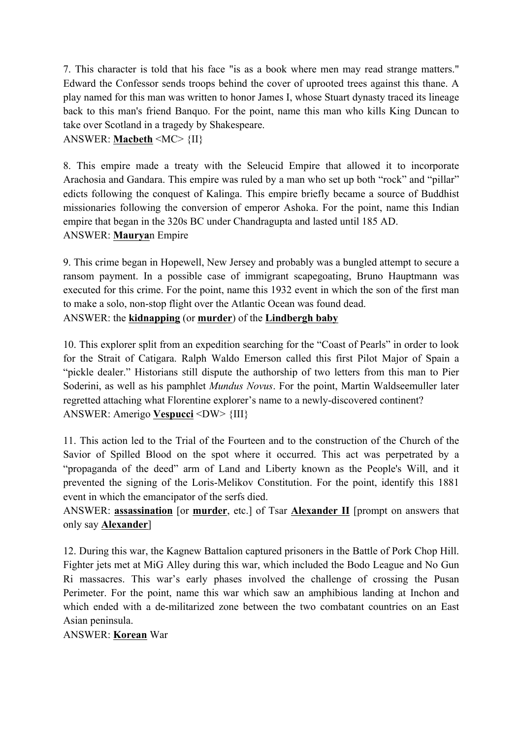7. This character is told that his face "is as a book where men may read strange matters." Edward the Confessor sends troops behind the cover of uprooted trees against this thane. A play named for this man was written to honor James I, whose Stuart dynasty traced its lineage back to this man's friend Banquo. For the point, name this man who kills King Duncan to take over Scotland in a tragedy by Shakespeare.

ANSWER: **Macbeth** <MC> {II}

8. This empire made a treaty with the Seleucid Empire that allowed it to incorporate Arachosia and Gandara. This empire was ruled by a man who set up both "rock" and "pillar" edicts following the conquest of Kalinga. This empire briefly became a source of Buddhist missionaries following the conversion of emperor Ashoka. For the point, name this Indian empire that began in the 320s BC under Chandragupta and lasted until 185 AD.

ANSWER: **Maurya**n Empire

9. This crime began in Hopewell, New Jersey and probably was a bungled attempt to secure a ransom payment. In a possible case of immigrant scapegoating, Bruno Hauptmann was executed for this crime. For the point, name this 1932 event in which the son of the first man to make a solo, non-stop flight over the Atlantic Ocean was found dead.

ANSWER: the **kidnapping** (or **murder**) of the **Lindbergh baby**

10. This explorer split from an expedition searching for the "Coast of Pearls" in order to look for the Strait of Catigara. Ralph Waldo Emerson called this first Pilot Major of Spain a "pickle dealer." Historians still dispute the authorship of two letters from this man to Pier Soderini, as well as his pamphlet *Mundus Novus*. For the point, Martin Waldseemuller later regretted attaching what Florentine explorer's name to a newly-discovered continent?

ANSWER: Amerigo **Vespucci** <DW> {III}

11. This action led to the Trial of the Fourteen and to the construction of the Church of the Savior of Spilled Blood on the spot where it occurred. This act was perpetrated by a "propaganda of the deed" arm of Land and Liberty known as the People's Will, and it prevented the signing of the Loris-Melikov Constitution. For the point, identify this 1881 event in which the emancipator of the serfs died.

ANSWER: **assassination** [or **murder**, etc.] of Tsar **Alexander II** [prompt on answers that only say **Alexander**]

12. During this war, the Kagnew Battalion captured prisoners in the Battle of Pork Chop Hill. Fighter jets met at MiG Alley during this war, which included the Bodo League and No Gun Ri massacres. This war's early phases involved the challenge of crossing the Pusan Perimeter. For the point, name this war which saw an amphibious landing at Inchon and which ended with a de-militarized zone between the two combatant countries on an East Asian peninsula.

ANSWER: **Korean** War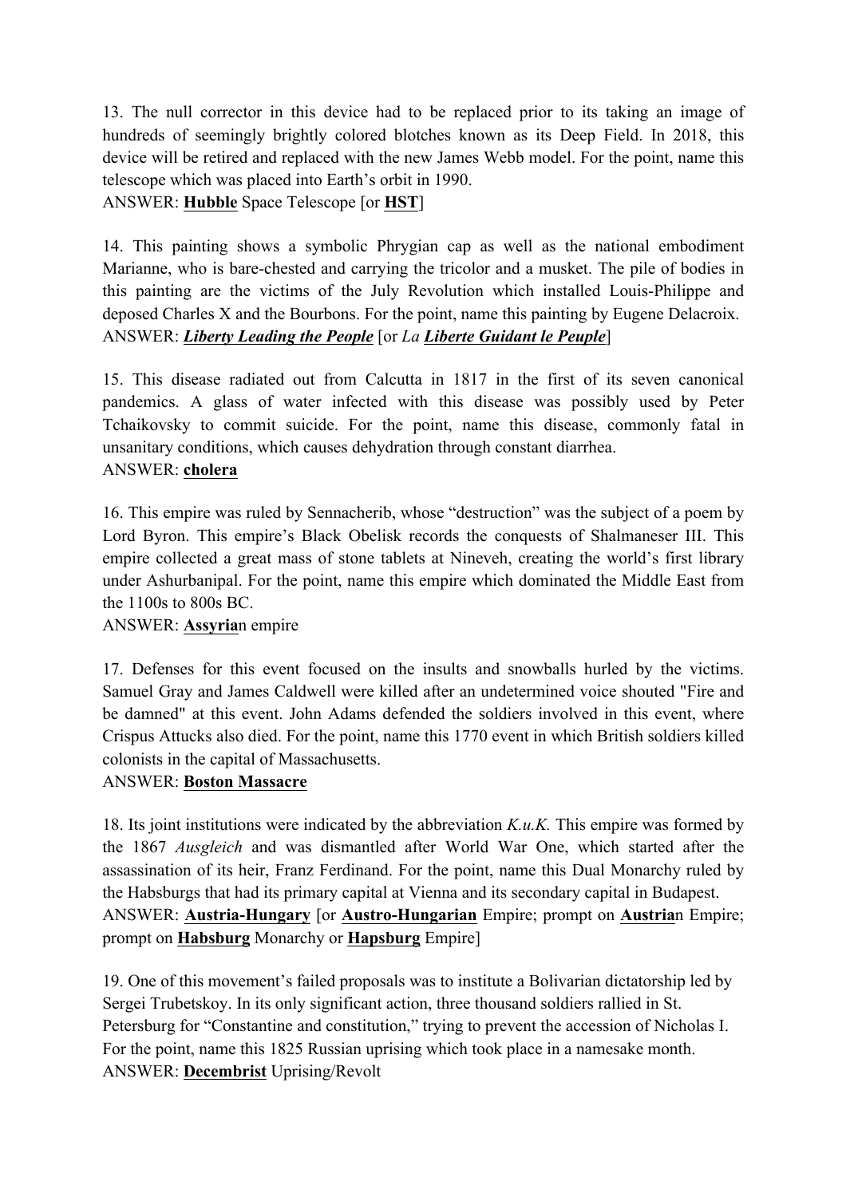13. The null corrector in this device had to be replaced prior to its taking an image of hundreds of seemingly brightly colored blotches known as its Deep Field. In 2018, this device will be retired and replaced with the new James Webb model. For the point, name this telescope which was placed into Earth's orbit in 1990.
ANSWER: **Hubble** Space Telescope [or **HST**]

14. This painting shows a symbolic Phrygian cap as well as the national embodiment Marianne, who is bare-chested and carrying the tricolor and a musket. The pile of bodies in this painting are the victims of the July Revolution which installed Louis-Philippe and deposed Charles X and the Bourbons. For the point, name this painting by Eugene Delacroix.
ANSWER: ***Liberty Leading the People*** [or *La* ***Liberte Guidant le Peuple***]

15. This disease radiated out from Calcutta in 1817 in the first of its seven canonical pandemics. A glass of water infected with this disease was possibly used by Peter Tchaikovsky to commit suicide. For the point, name this disease, commonly fatal in unsanitary conditions, which causes dehydration through constant diarrhea.
ANSWER: **cholera**

16. This empire was ruled by Sennacherib, whose "destruction" was the subject of a poem by Lord Byron. This empire's Black Obelisk records the conquests of Shalmaneser III. This empire collected a great mass of stone tablets at Nineveh, creating the world's first library under Ashurbanipal. For the point, name this empire which dominated the Middle East from the 1100s to 800s BC.
ANSWER: **Assyria**n empire

17. Defenses for this event focused on the insults and snowballs hurled by the victims. Samuel Gray and James Caldwell were killed after an undetermined voice shouted "Fire and be damned" at this event. John Adams defended the soldiers involved in this event, where Crispus Attucks also died. For the point, name this 1770 event in which British soldiers killed colonists in the capital of Massachusetts.
ANSWER: **Boston Massacre**

18. Its joint institutions were indicated by the abbreviation *K.u.K.* This empire was formed by the 1867 *Ausgleich* and was dismantled after World War One, which started after the assassination of its heir, Franz Ferdinand. For the point, name this Dual Monarchy ruled by the Habsburgs that had its primary capital at Vienna and its secondary capital in Budapest.
ANSWER: **Austria-Hungary** [or **Austro-Hungarian** Empire; prompt on **Austria**n Empire; prompt on **Habsburg** Monarchy or **Hapsburg** Empire]

19. One of this movement's failed proposals was to institute a Bolivarian dictatorship led by Sergei Trubetskoy. In its only significant action, three thousand soldiers rallied in St. Petersburg for "Constantine and constitution," trying to prevent the accession of Nicholas I. For the point, name this 1825 Russian uprising which took place in a namesake month.
ANSWER: **Decembrist** Uprising/Revolt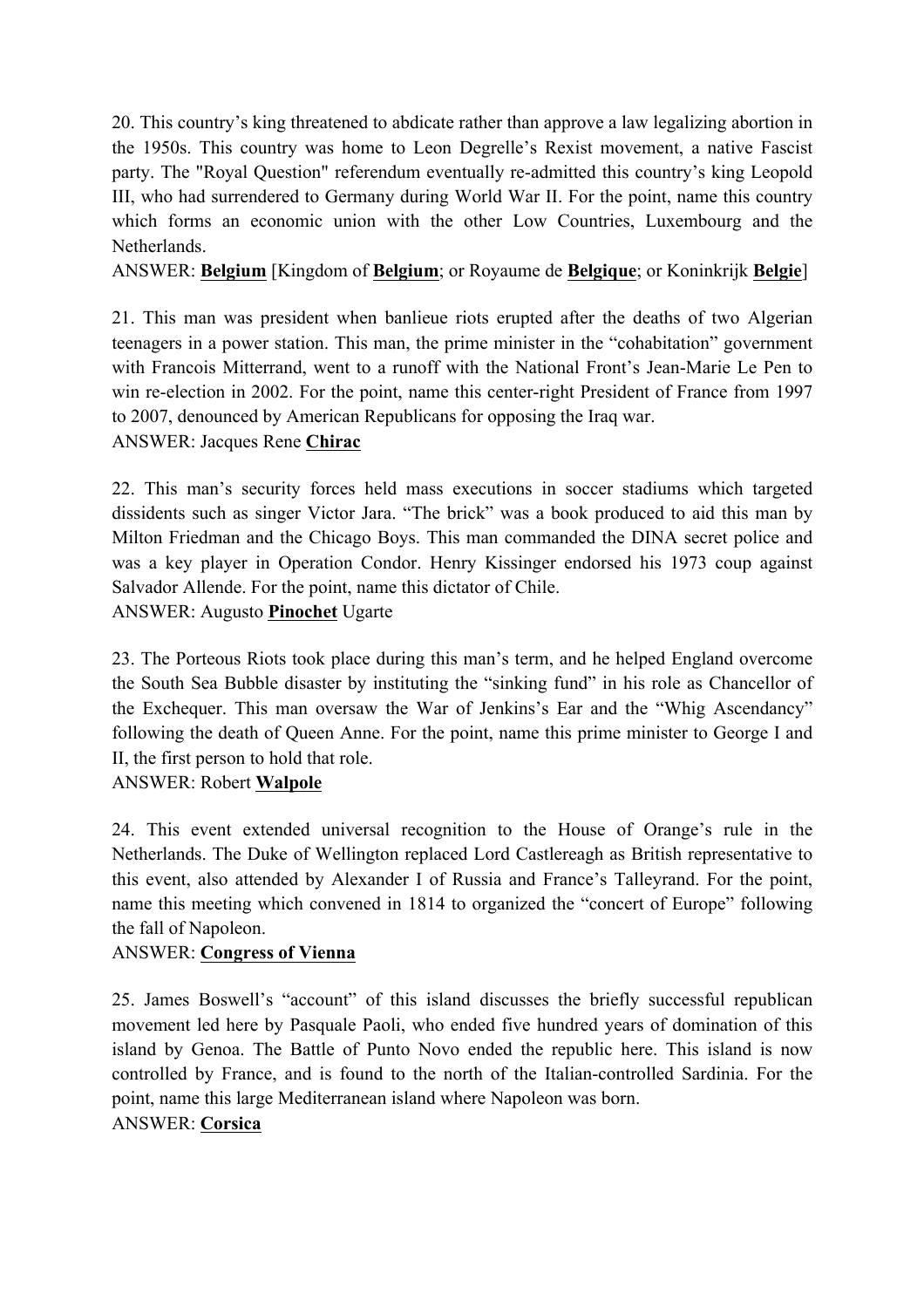20. This country's king threatened to abdicate rather than approve a law legalizing abortion in the 1950s. This country was home to Leon Degrelle's Rexist movement, a native Fascist party. The "Royal Question" referendum eventually re-admitted this country's king Leopold III, who had surrendered to Germany during World War II. For the point, name this country which forms an economic union with the other Low Countries, Luxembourg and the Netherlands.

ANSWER: **Belgium** [Kingdom of **Belgium**; or Royaume de **Belgique**; or Koninkrijk **Belgie**]

21. This man was president when banlieue riots erupted after the deaths of two Algerian teenagers in a power station. This man, the prime minister in the "cohabitation" government with Francois Mitterrand, went to a runoff with the National Front's Jean-Marie Le Pen to win re-election in 2002. For the point, name this center-right President of France from 1997 to 2007, denounced by American Republicans for opposing the Iraq war.

ANSWER: Jacques Rene **Chirac**

22. This man's security forces held mass executions in soccer stadiums which targeted dissidents such as singer Victor Jara. "The brick" was a book produced to aid this man by Milton Friedman and the Chicago Boys. This man commanded the DINA secret police and was a key player in Operation Condor. Henry Kissinger endorsed his 1973 coup against Salvador Allende. For the point, name this dictator of Chile.

ANSWER: Augusto **Pinochet** Ugarte

23. The Porteous Riots took place during this man's term, and he helped England overcome the South Sea Bubble disaster by instituting the "sinking fund" in his role as Chancellor of the Exchequer. This man oversaw the War of Jenkins's Ear and the "Whig Ascendancy" following the death of Queen Anne. For the point, name this prime minister to George I and II, the first person to hold that role.

ANSWER: Robert **Walpole**

24. This event extended universal recognition to the House of Orange's rule in the Netherlands. The Duke of Wellington replaced Lord Castlereagh as British representative to this event, also attended by Alexander I of Russia and France's Talleyrand. For the point, name this meeting which convened in 1814 to organized the "concert of Europe" following the fall of Napoleon.

ANSWER: **Congress of Vienna**

25. James Boswell's "account" of this island discusses the briefly successful republican movement led here by Pasquale Paoli, who ended five hundred years of domination of this island by Genoa. The Battle of Punto Novo ended the republic here. This island is now controlled by France, and is found to the north of the Italian-controlled Sardinia. For the point, name this large Mediterranean island where Napoleon was born.

ANSWER: **Corsica**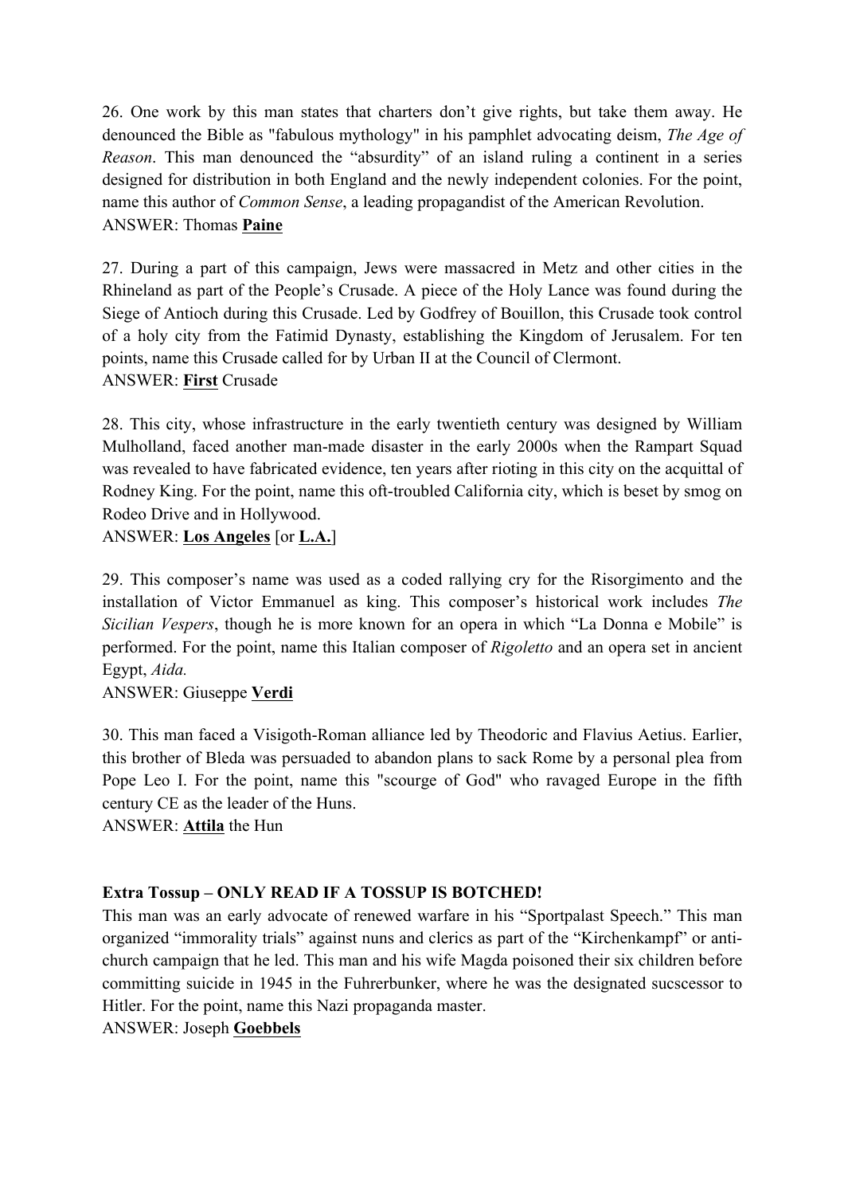26. One work by this man states that charters don't give rights, but take them away. He denounced the Bible as "fabulous mythology" in his pamphlet advocating deism, *The Age of Reason*. This man denounced the "absurdity" of an island ruling a continent in a series designed for distribution in both England and the newly independent colonies. For the point, name this author of *Common Sense*, a leading propagandist of the American Revolution.
ANSWER: Thomas **<u>Paine</u>**

27. During a part of this campaign, Jews were massacred in Metz and other cities in the Rhineland as part of the People's Crusade. A piece of the Holy Lance was found during the Siege of Antioch during this Crusade. Led by Godfrey of Bouillon, this Crusade took control of a holy city from the Fatimid Dynasty, establishing the Kingdom of Jerusalem. For ten points, name this Crusade called for by Urban II at the Council of Clermont.
ANSWER: **<u>First</u>** Crusade

28. This city, whose infrastructure in the early twentieth century was designed by William Mulholland, faced another man-made disaster in the early 2000s when the Rampart Squad was revealed to have fabricated evidence, ten years after rioting in this city on the acquittal of Rodney King. For the point, name this oft-troubled California city, which is beset by smog on Rodeo Drive and in Hollywood.
ANSWER: **<u>Los Angeles</u>** [or **<u>L.A.</u>**]

29. This composer's name was used as a coded rallying cry for the Risorgimento and the installation of Victor Emmanuel as king. This composer's historical work includes *The Sicilian Vespers*, though he is more known for an opera in which "La Donna e Mobile" is performed. For the point, name this Italian composer of *Rigoletto* and an opera set in ancient Egypt, *Aida.*
ANSWER: Giuseppe **<u>Verdi</u>**

30. This man faced a Visigoth-Roman alliance led by Theodoric and Flavius Aetius. Earlier, this brother of Bleda was persuaded to abandon plans to sack Rome by a personal plea from Pope Leo I. For the point, name this "scourge of God" who ravaged Europe in the fifth century CE as the leader of the Huns.
ANSWER: **<u>Attila</u>** the Hun

**Extra Tossup – ONLY READ IF A TOSSUP IS BOTCHED!**

This man was an early advocate of renewed warfare in his "Sportpalast Speech." This man organized "immorality trials" against nuns and clerics as part of the "Kirchenkampf" or anti-church campaign that he led. This man and his wife Magda poisoned their six children before committing suicide in 1945 in the Fuhrerbunker, where he was the designated sucscessor to Hitler. For the point, name this Nazi propaganda master.
ANSWER: Joseph **<u>Goebbels</u>**